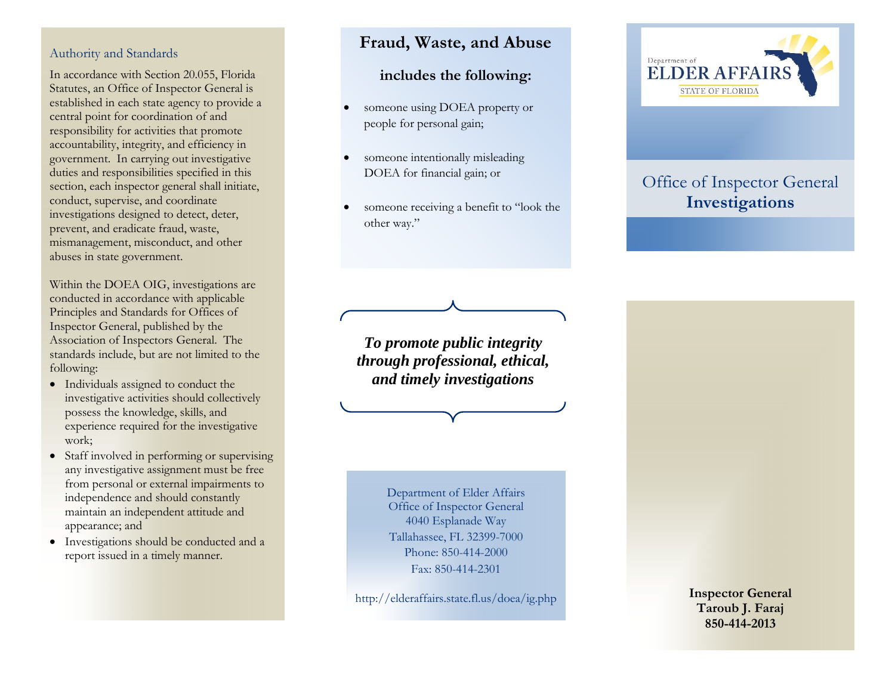## Authority and Standards

In accordance with Section 20.055, Florida Statutes, an Office of Inspector General is established in each state agency to provide a central point for coordination of and responsibility for activities that promote accountability, integrity, and efficiency in government. In carrying out investigative duties and responsibilities specified in this section, each inspector general shall initiate, conduct, supervise, and coordinate investigations designed to detect, deter, prevent, and eradicate fraud, waste, mismanagement, misconduct, and other abuses in state government.

Within the DOEA OIG, investigations are conducted in accordance with applicable Principles and Standards for Offices of Inspector General, published by the Association of Inspectors General. The standards include, but are not limited to the following:

- Individuals assigned to conduct the investigative activities should collectively possess the knowledge, skills, and experience required for the investigative work;
- Staff involved in performing or supervising any investigative assignment must be free from personal or external impairments to independence and should constantly maintain an independent attitude and appearance; and
- Investigations should be conducted and a report issued in a timely manner.

## Fraud, Waste, and Abuse

### includes the following:

- someone using DOEA property or people for personal gain;
- someone intentionally misleading DOEA for financial gain; or
- someone receiving a benefit to "look the other way."

***To promote public integrity through professional, ethical, and timely investigations***

Department of Elder Affairs
Office of Inspector General
4040 Esplanade Way
Tallahassee, FL 32399-7000
Phone: 850-414-2000
Fax: 850-414-2301

http://elderaffairs.state.fl.us/doea/ig.php

Department of
ELDER AFFAIRS
STATE OF FLORIDA

# Office of Inspector General **Investigations**

**Inspector General**
**Taroub J. Faraj**
**850-414-2013**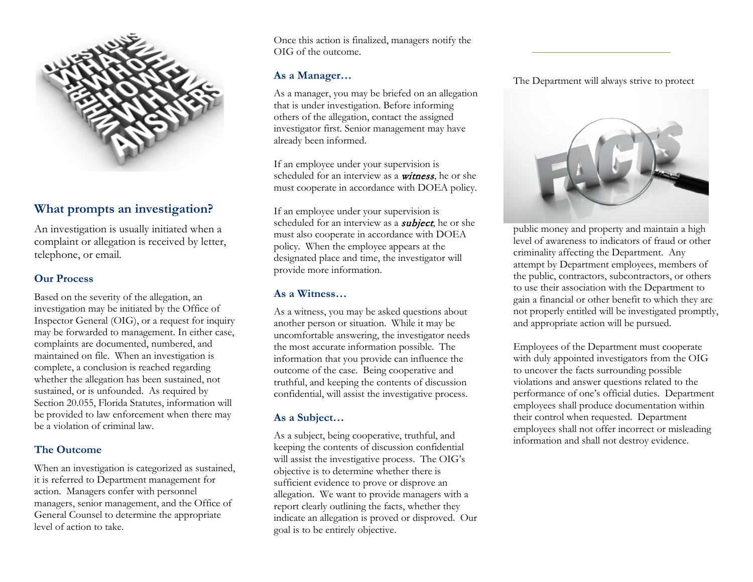## What prompts an investigation?

An investigation is usually initiated when a complaint or allegation is received by letter, telephone, or email.

### Our Process

Based on the severity of the allegation, an investigation may be initiated by the Office of Inspector General (OIG), or a request for inquiry may be forwarded to management. In either case, complaints are documented, numbered, and maintained on file. When an investigation is complete, a conclusion is reached regarding whether the allegation has been sustained, not sustained, or is unfounded. As required by Section 20.055, Florida Statutes, information will be provided to law enforcement when there may be a violation of criminal law.

### The Outcome

When an investigation is categorized as sustained, it is referred to Department management for action. Managers confer with personnel managers, senior management, and the Office of General Counsel to determine the appropriate level of action to take. Once this action is finalized, managers notify the OIG of the outcome.

### As a Manager…

As a manager, you may be briefed on an allegation that is under investigation. Before informing others of the allegation, contact the assigned investigator first. Senior management may have already been informed.

If an employee under your supervision is scheduled for an interview as a ***witness***, he or she must cooperate in accordance with DOEA policy.

If an employee under your supervision is scheduled for an interview as a ***subject***, he or she must also cooperate in accordance with DOEA policy. When the employee appears at the designated place and time, the investigator will provide more information.

### As a Witness…

As a witness, you may be asked questions about another person or situation. While it may be uncomfortable answering, the investigator needs the most accurate information possible. The information that you provide can influence the outcome of the case. Being cooperative and truthful, and keeping the contents of discussion confidential, will assist the investigative process.

### As a Subject…

As a subject, being cooperative, truthful, and keeping the contents of discussion confidential will assist the investigative process. The OIG's objective is to determine whether there is sufficient evidence to prove or disprove an allegation. We want to provide managers with a report clearly outlining the facts, whether they indicate an allegation is proved or disproved. Our goal is to be entirely objective.

The Department will always strive to protect public money and property and maintain a high level of awareness to indicators of fraud or other criminality affecting the Department. Any attempt by Department employees, members of the public, contractors, subcontractors, or others to use their association with the Department to gain a financial or other benefit to which they are not properly entitled will be investigated promptly, and appropriate action will be pursued.

Employees of the Department must cooperate with duly appointed investigators from the OIG to uncover the facts surrounding possible violations and answer questions related to the performance of one's official duties. Department employees shall produce documentation within their control when requested. Department employees shall not offer incorrect or misleading information and shall not destroy evidence.